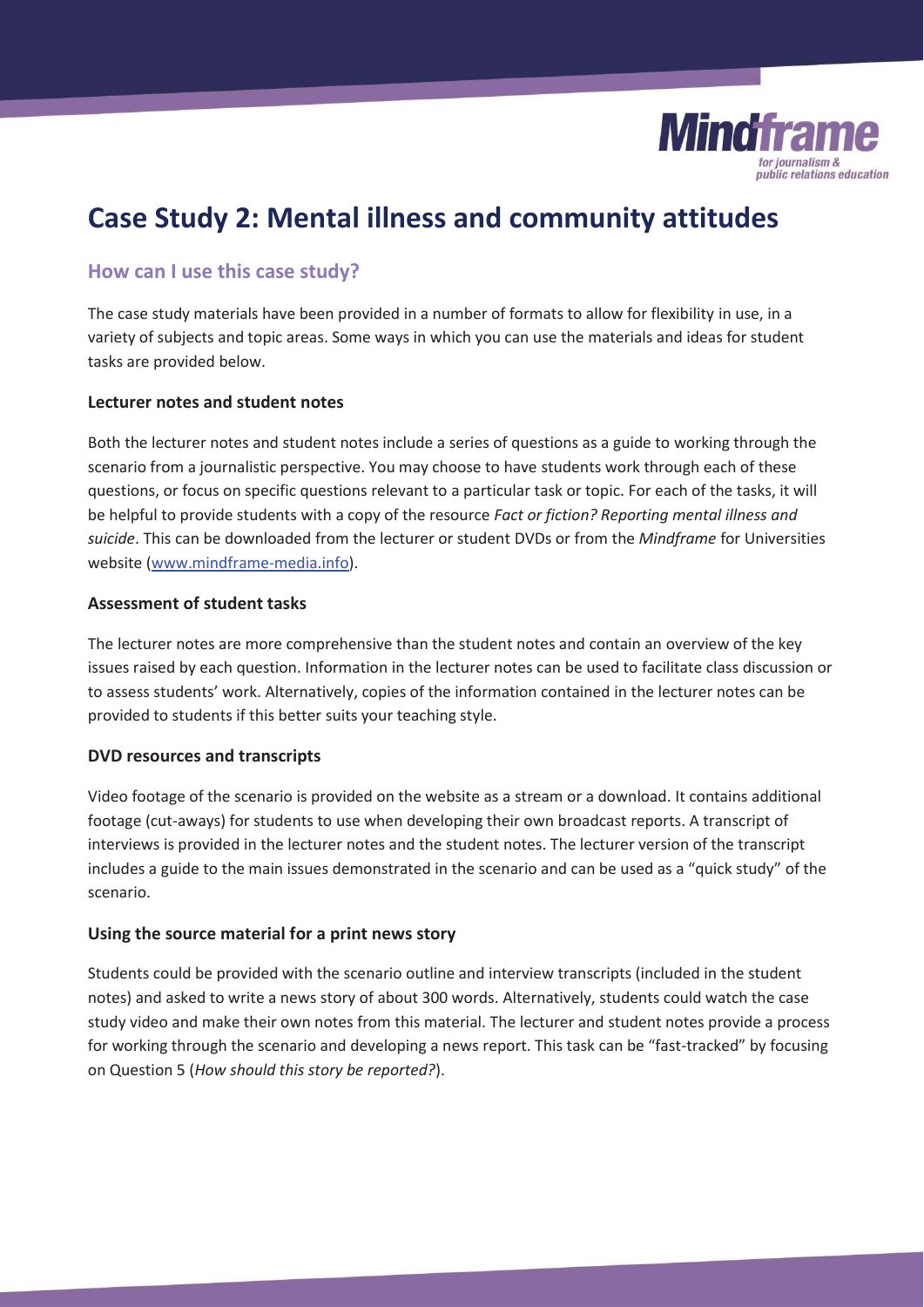# Case Study 2: Mental illness and community attitudes

## How can I use this case study?

The case study materials have been provided in a number of formats to allow for flexibility in use, in a variety of subjects and topic areas. Some ways in which you can use the materials and ideas for student tasks are provided below.

### Lecturer notes and student notes

Both the lecturer notes and student notes include a series of questions as a guide to working through the scenario from a journalistic perspective. You may choose to have students work through each of these questions, or focus on specific questions relevant to a particular task or topic. For each of the tasks, it will be helpful to provide students with a copy of the resource *Fact or fiction? Reporting mental illness and suicide*. This can be downloaded from the lecturer or student DVDs or from the *Mindframe* for Universities website (www.mindframe-media.info).

### Assessment of student tasks

The lecturer notes are more comprehensive than the student notes and contain an overview of the key issues raised by each question. Information in the lecturer notes can be used to facilitate class discussion or to assess students' work. Alternatively, copies of the information contained in the lecturer notes can be provided to students if this better suits your teaching style.

### DVD resources and transcripts

Video footage of the scenario is provided on the website as a stream or a download. It contains additional footage (cut-aways) for students to use when developing their own broadcast reports. A transcript of interviews is provided in the lecturer notes and the student notes. The lecturer version of the transcript includes a guide to the main issues demonstrated in the scenario and can be used as a "quick study" of the scenario.

### Using the source material for a print news story

Students could be provided with the scenario outline and interview transcripts (included in the student notes) and asked to write a news story of about 300 words. Alternatively, students could watch the case study video and make their own notes from this material. The lecturer and student notes provide a process for working through the scenario and developing a news report. This task can be "fast-tracked" by focusing on Question 5 (*How should this story be reported?*).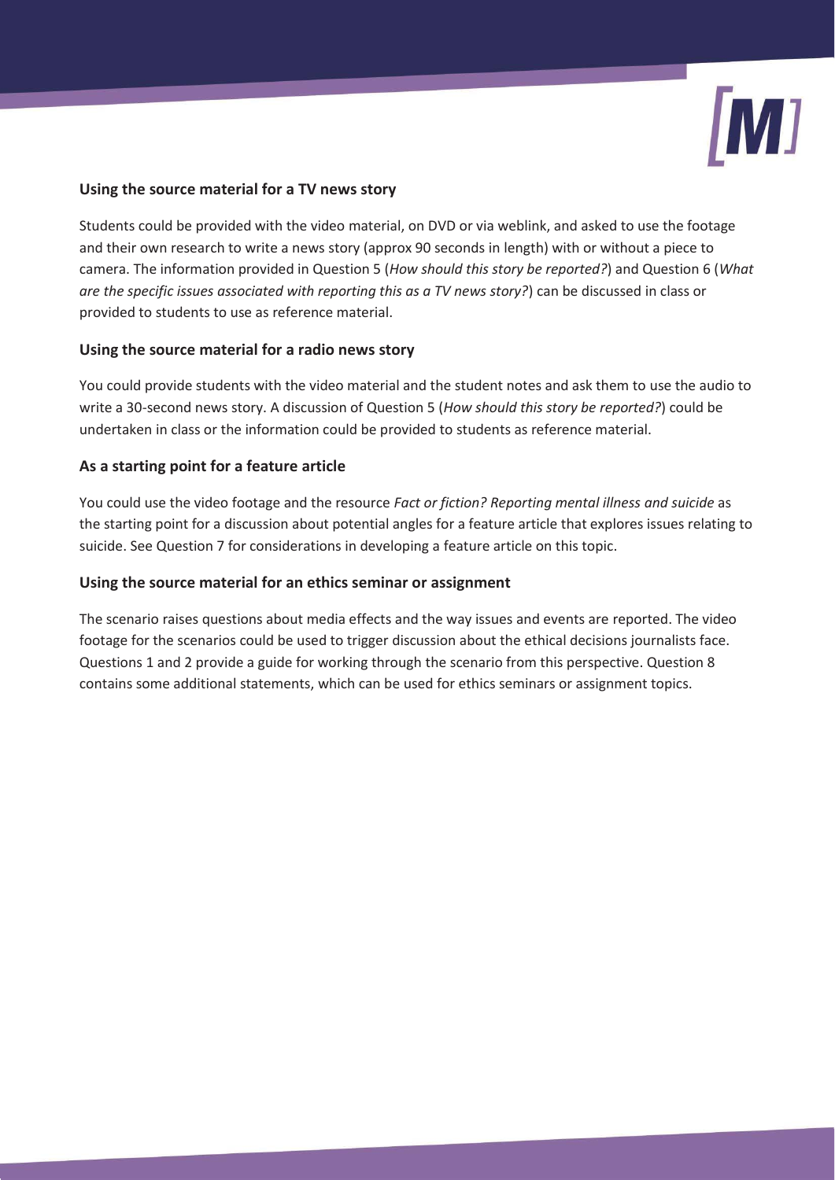### Using the source material for a TV news story

Students could be provided with the video material, on DVD or via weblink, and asked to use the footage and their own research to write a news story (approx 90 seconds in length) with or without a piece to camera. The information provided in Question 5 (*How should this story be reported?*) and Question 6 (*What are the specific issues associated with reporting this as a TV news story?*) can be discussed in class or provided to students to use as reference material.

### Using the source material for a radio news story

You could provide students with the video material and the student notes and ask them to use the audio to write a 30-second news story. A discussion of Question 5 (*How should this story be reported?*) could be undertaken in class or the information could be provided to students as reference material.

### As a starting point for a feature article

You could use the video footage and the resource *Fact or fiction? Reporting mental illness and suicide* as the starting point for a discussion about potential angles for a feature article that explores issues relating to suicide. See Question 7 for considerations in developing a feature article on this topic.

### Using the source material for an ethics seminar or assignment

The scenario raises questions about media effects and the way issues and events are reported. The video footage for the scenarios could be used to trigger discussion about the ethical decisions journalists face. Questions 1 and 2 provide a guide for working through the scenario from this perspective. Question 8 contains some additional statements, which can be used for ethics seminars or assignment topics.